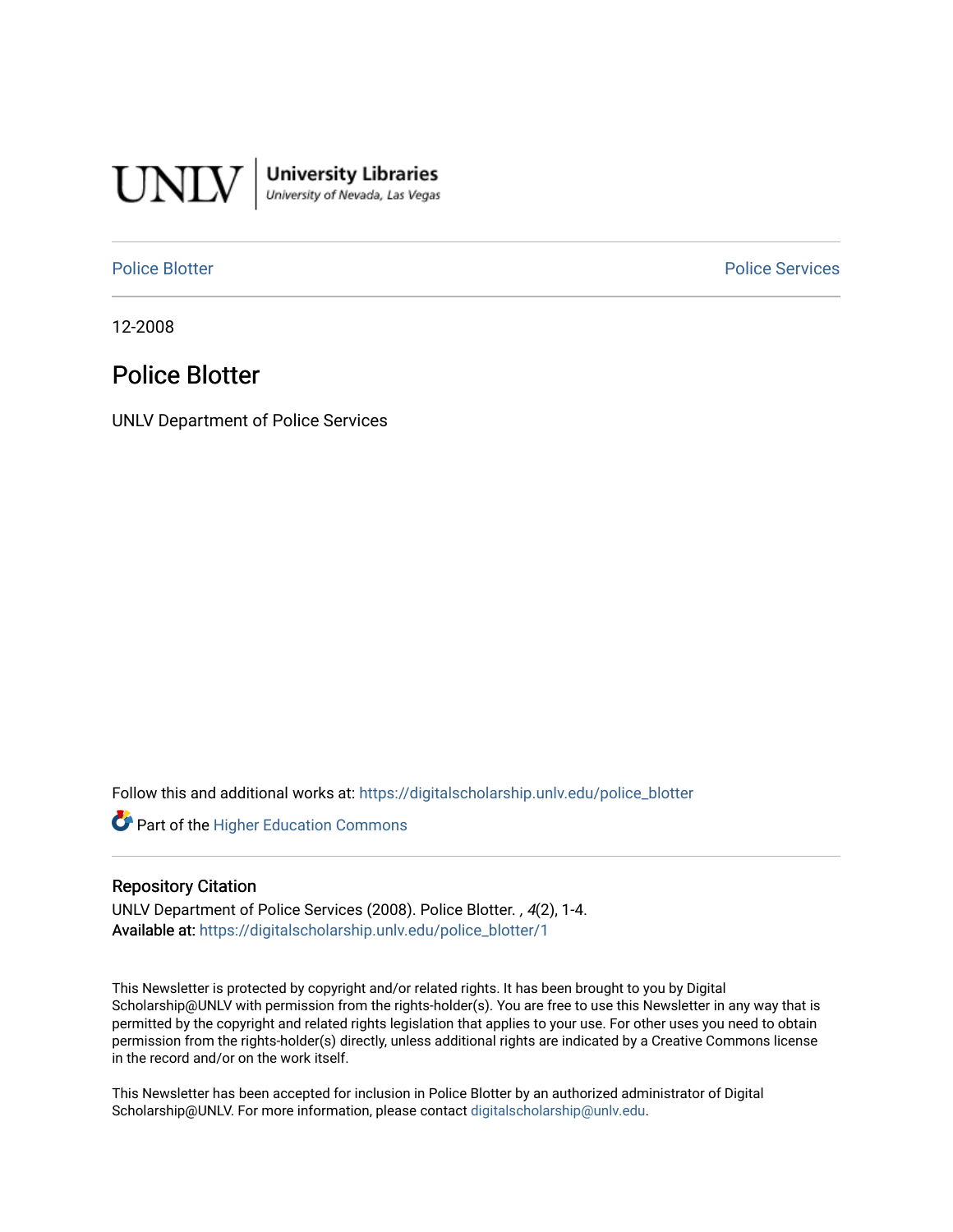UNLV | University Libraries
University of Nevada, Las Vegas

Police Blotter | Police Services

12-2008

# Police Blotter

UNLV Department of Police Services

Follow this and additional works at: https://digitalscholarship.unlv.edu/police_blotter

Part of the Higher Education Commons

## Repository Citation

UNLV Department of Police Services (2008). Police Blotter. , *4*(2), 1-4.
**Available at:** https://digitalscholarship.unlv.edu/police_blotter/1

This Newsletter is protected by copyright and/or related rights. It has been brought to you by Digital Scholarship@UNLV with permission from the rights-holder(s). You are free to use this Newsletter in any way that is permitted by the copyright and related rights legislation that applies to your use. For other uses you need to obtain permission from the rights-holder(s) directly, unless additional rights are indicated by a Creative Commons license in the record and/or on the work itself.

This Newsletter has been accepted for inclusion in Police Blotter by an authorized administrator of Digital Scholarship@UNLV. For more information, please contact digitalscholarship@unlv.edu.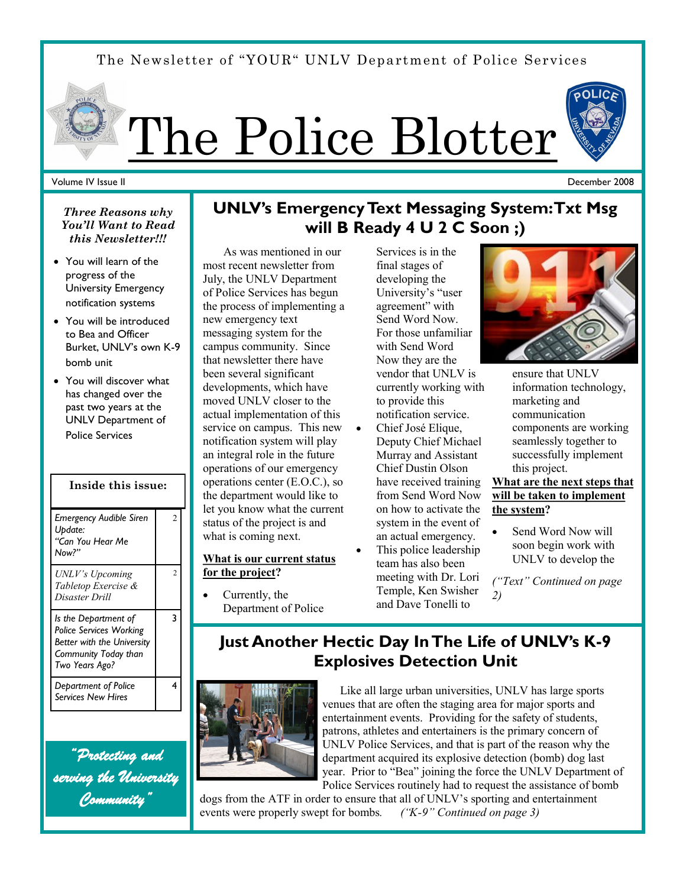The Newsletter of "YOUR" UNLV Department of Police Services

# The Police Blotter

Volume IV Issue II

December 2008

***Three Reasons why You'll Want to Read this Newsletter!!!***

- You will learn of the progress of the University Emergency notification systems
- You will be introduced to Bea and Officer Burket, UNLV's own K-9 bomb unit
- You will discover what has changed over the past two years at the UNLV Department of Police Services

**Inside this issue:**

| | |
|---|---|
| *Emergency Audible Siren Update: "Can You Hear Me Now?"* | 2 |
| *UNLV's Upcoming Tabletop Exercise & Disaster Drill* | 2 |
| *Is the Department of Police Services Working Better with the University Community Today than Two Years Ago?* | 3 |
| *Department of Police Services New Hires* | 4 |

*"Protecting and serving the University Community"*

## UNLV's Emergency Text Messaging System: Txt Msg will B Ready 4 U 2 C Soon ;)

As was mentioned in our most recent newsletter from July, the UNLV Department of Police Services has begun the process of implementing a new emergency text messaging system for the campus community. Since that newsletter there have been several significant developments, which have moved UNLV closer to the actual implementation of this service on campus. This new notification system will play an integral role in the future operations of our emergency operations center (E.O.C.), so the department would like to let you know what the current status of the project is and what is coming next.

**What is our current status for the project?**

- Currently, the Department of Police Services is in the final stages of developing the University's "user agreement" with Send Word Now. For those unfamiliar with Send Word Now they are the vendor that UNLV is currently working with to provide this notification service.
- Chief José Elique, Deputy Chief Michael Murray and Assistant Chief Dustin Olson have received training from Send Word Now on how to activate the system in the event of an actual emergency.
- This police leadership team has also been meeting with Dr. Lori Temple, Ken Swisher and Dave Tonelli to ensure that UNLV information technology, marketing and communication components are working seamlessly together to successfully implement this project.

**What are the next steps that will be taken to implement the system?**

- Send Word Now will soon begin work with UNLV to develop the

*("Text" Continued on page 2)*

## Just Another Hectic Day In The Life of UNLV's K-9 Explosives Detection Unit

Like all large urban universities, UNLV has large sports venues that are often the staging area for major sports and entertainment events. Providing for the safety of students, patrons, athletes and entertainers is the primary concern of UNLV Police Services, and that is part of the reason why the department acquired its explosive detection (bomb) dog last year. Prior to "Bea" joining the force the UNLV Department of Police Services routinely had to request the assistance of bomb dogs from the ATF in order to ensure that all of UNLV's sporting and entertainment events were properly swept for bombs. *("K-9" Continued on page 3)*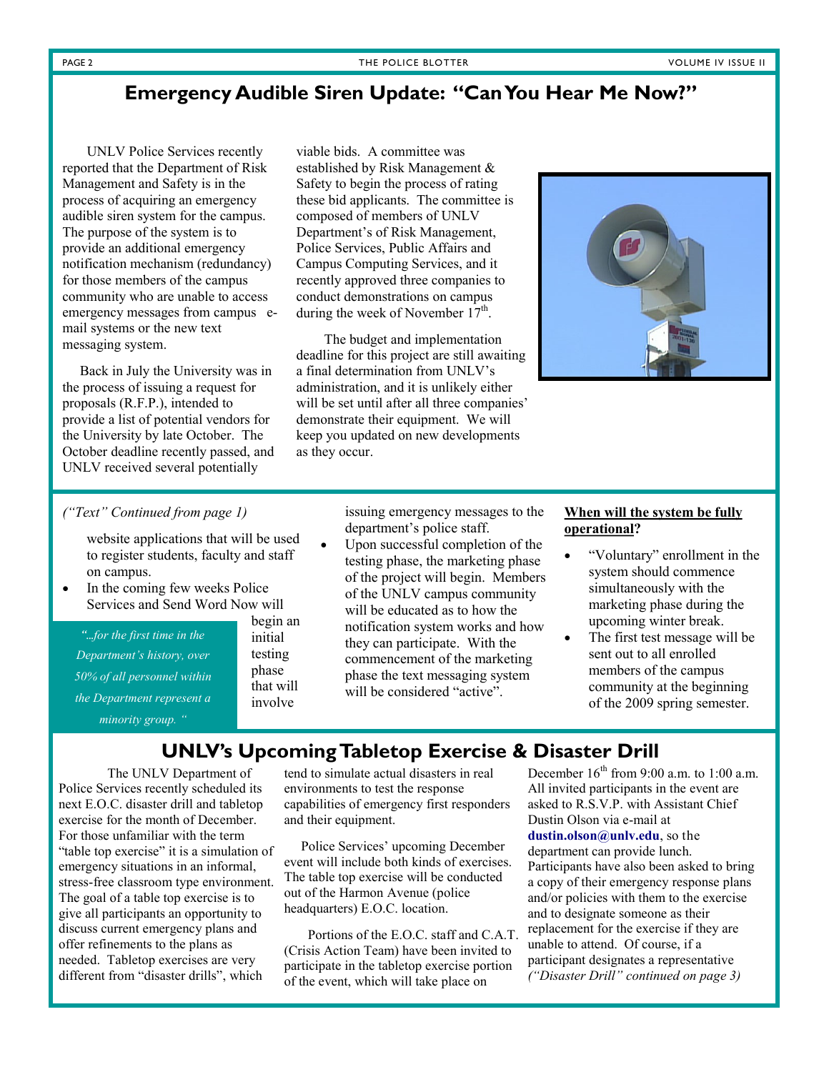## Emergency Audible Siren Update: "Can You Hear Me Now?"

UNLV Police Services recently reported that the Department of Risk Management and Safety is in the process of acquiring an emergency audible siren system for the campus. The purpose of the system is to provide an additional emergency notification mechanism (redundancy) for those members of the campus community who are unable to access emergency messages from campus e-mail systems or the new text messaging system.

Back in July the University was in the process of issuing a request for proposals (R.F.P.), intended to provide a list of potential vendors for the University by late October. The October deadline recently passed, and UNLV received several potentially viable bids. A committee was established by Risk Management & Safety to begin the process of rating these bid applicants. The committee is composed of members of UNLV Department's of Risk Management, Police Services, Public Affairs and Campus Computing Services, and it recently approved three companies to conduct demonstrations on campus during the week of November 17th.

The budget and implementation deadline for this project are still awaiting a final determination from UNLV's administration, and it is unlikely either will be set until after all three companies' demonstrate their equipment. We will keep you updated on new developments as they occur.

*("Text" Continued from page 1)*

website applications that will be used to register students, faculty and staff on campus.

- In the coming few weeks Police Services and Send Word Now will begin an initial testing phase that will involve issuing emergency messages to the department's police staff.
- Upon successful completion of the testing phase, the marketing phase of the project will begin. Members of the UNLV campus community will be educated as to how the notification system works and how they can participate. With the commencement of the marketing phase the text messaging system will be considered "active".

*"...for the first time in the Department's history, over 50% of all personnel within the Department represent a minority group. "*

**When will the system be fully operational?**

- "Voluntary" enrollment in the system should commence simultaneously with the marketing phase during the upcoming winter break.
- The first test message will be sent out to all enrolled members of the campus community at the beginning of the 2009 spring semester.

## UNLV's Upcoming Tabletop Exercise & Disaster Drill

The UNLV Department of Police Services recently scheduled its next E.O.C. disaster drill and tabletop exercise for the month of December. For those unfamiliar with the term "table top exercise" it is a simulation of emergency situations in an informal, stress-free classroom type environment. The goal of a table top exercise is to give all participants an opportunity to discuss current emergency plans and offer refinements to the plans as needed. Tabletop exercises are very different from "disaster drills", which tend to simulate actual disasters in real environments to test the response capabilities of emergency first responders and their equipment.

Police Services' upcoming December event will include both kinds of exercises. The table top exercise will be conducted out of the Harmon Avenue (police headquarters) E.O.C. location.

Portions of the E.O.C. staff and C.A.T. (Crisis Action Team) have been invited to participate in the tabletop exercise portion of the event, which will take place on December 16th from 9:00 a.m. to 1:00 a.m. All invited participants in the event are asked to R.S.V.P. with Assistant Chief Dustin Olson via e-mail at **dustin.olson@unlv.edu**, so the department can provide lunch. Participants have also been asked to bring a copy of their emergency response plans and/or policies with them to the exercise and to designate someone as their replacement for the exercise if they are unable to attend. Of course, if a participant designates a representative *("Disaster Drill" continued on page 3)*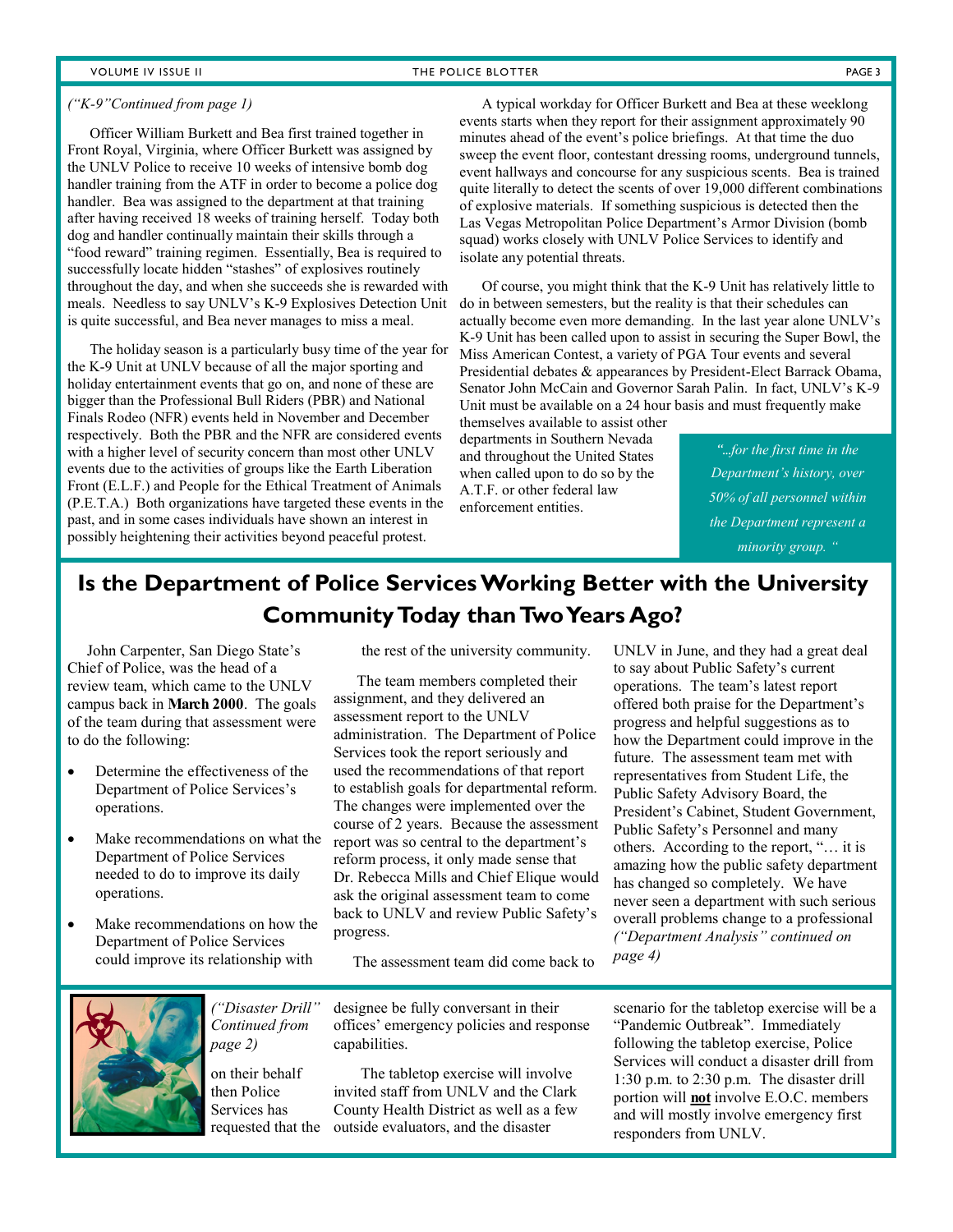*("K-9"Continued from page 1)*

Officer William Burkett and Bea first trained together in Front Royal, Virginia, where Officer Burkett was assigned by the UNLV Police to receive 10 weeks of intensive bomb dog handler training from the ATF in order to become a police dog handler. Bea was assigned to the department at that training after having received 18 weeks of training herself. Today both dog and handler continually maintain their skills through a "food reward" training regimen. Essentially, Bea is required to successfully locate hidden "stashes" of explosives routinely throughout the day, and when she succeeds she is rewarded with meals. Needless to say UNLV's K-9 Explosives Detection Unit is quite successful, and Bea never manages to miss a meal.

The holiday season is a particularly busy time of the year for the K-9 Unit at UNLV because of all the major sporting and holiday entertainment events that go on, and none of these are bigger than the Professional Bull Riders (PBR) and National Finals Rodeo (NFR) events held in November and December respectively. Both the PBR and the NFR are considered events with a higher level of security concern than most other UNLV events due to the activities of groups like the Earth Liberation Front (E.L.F.) and People for the Ethical Treatment of Animals (P.E.T.A.) Both organizations have targeted these events in the past, and in some cases individuals have shown an interest in possibly heightening their activities beyond peaceful protest.

A typical workday for Officer Burkett and Bea at these weeklong events starts when they report for their assignment approximately 90 minutes ahead of the event's police briefings. At that time the duo sweep the event floor, contestant dressing rooms, underground tunnels, event hallways and concourse for any suspicious scents. Bea is trained quite literally to detect the scents of over 19,000 different combinations of explosive materials. If something suspicious is detected then the Las Vegas Metropolitan Police Department's Armor Division (bomb squad) works closely with UNLV Police Services to identify and isolate any potential threats.

Of course, you might think that the K-9 Unit has relatively little to do in between semesters, but the reality is that their schedules can actually become even more demanding. In the last year alone UNLV's K-9 Unit has been called upon to assist in securing the Super Bowl, the Miss American Contest, a variety of PGA Tour events and several Presidential debates & appearances by President-Elect Barrack Obama, Senator John McCain and Governor Sarah Palin. In fact, UNLV's K-9 Unit must be available on a 24 hour basis and must frequently make themselves available to assist other departments in Southern Nevada and throughout the United States when called upon to do so by the A.T.F. or other federal law enforcement entities.

> *"...for the first time in the Department's history, over 50% of all personnel within the Department represent a minority group. "*

## Is the Department of Police Services Working Better with the University Community Today than Two Years Ago?

John Carpenter, San Diego State's Chief of Police, was the head of a review team, which came to the UNLV campus back in **March 2000**. The goals of the team during that assessment were to do the following:

- Determine the effectiveness of the Department of Police Services's operations.
- Make recommendations on what the Department of Police Services needed to do to improve its daily operations.
- Make recommendations on how the Department of Police Services could improve its relationship with the rest of the university community.

The team members completed their assignment, and they delivered an assessment report to the UNLV administration. The Department of Police Services took the report seriously and used the recommendations of that report to establish goals for departmental reform. The changes were implemented over the course of 2 years. Because the assessment report was so central to the department's reform process, it only made sense that Dr. Rebecca Mills and Chief Elique would ask the original assessment team to come back to UNLV and review Public Safety's progress.

The assessment team did come back to UNLV in June, and they had a great deal to say about Public Safety's current operations. The team's latest report offered both praise for the Department's progress and helpful suggestions as to how the Department could improve in the future. The assessment team met with representatives from Student Life, the Public Safety Advisory Board, the President's Cabinet, Student Government, Public Safety's Personnel and many others. According to the report, "… it is amazing how the public safety department has changed so completely. We have never seen a department with such serious overall problems change to a professional *("Department Analysis" continued on page 4)*

*("Disaster Drill" Continued from page 2)*

on their behalf then Police Services has requested that the designee be fully conversant in their offices' emergency policies and response capabilities.

The tabletop exercise will involve invited staff from UNLV and the Clark County Health District as well as a few outside evaluators, and the disaster scenario for the tabletop exercise will be a "Pandemic Outbreak". Immediately following the tabletop exercise, Police Services will conduct a disaster drill from 1:30 p.m. to 2:30 p.m. The disaster drill portion will **not** involve E.O.C. members and will mostly involve emergency first responders from UNLV.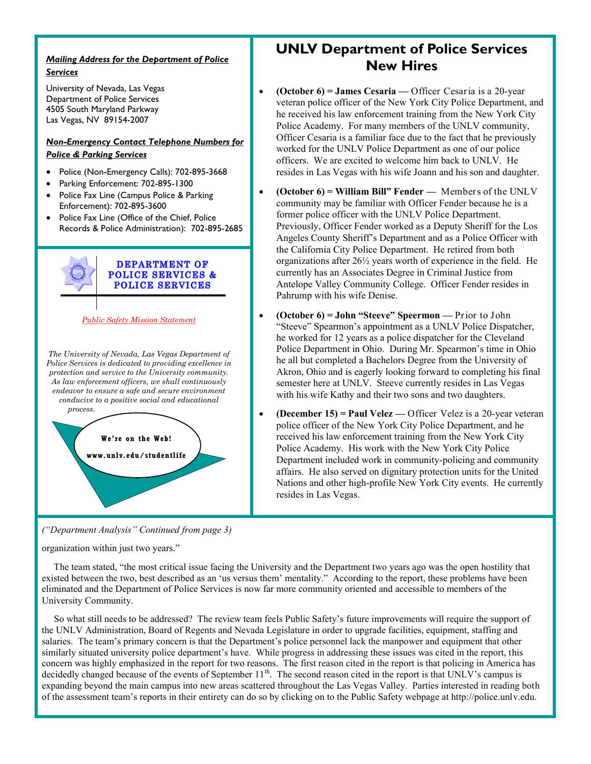***Mailing Address for the Department of Police Services***

University of Nevada, Las Vegas
Department of Police Services
4505 South Maryland Parkway
Las Vegas, NV 89154-2007

***Non-Emergency Contact Telephone Numbers for Police & Parking Services***

- Police (Non-Emergency Calls): 702-895-3668
- Parking Enforcement: 702-895-1300
- Police Fax Line (Campus Police & Parking Enforcement): 702-895-3600
- Police Fax Line (Office of the Chief, Police Records & Police Administration): 702-895-2685

**DEPARTMENT OF POLICE SERVICES & POLICE SERVICES**

*Public Safety Mission Statement*

*The University of Nevada, Las Vegas Department of Police Services is dedicated to providing excellence in protection and service to the University community. As law enforcement officers, we shall continuously endeavor to ensure a safe and secure environment conducive to a positive social and educational process.*

**We're on the Web!**

**www.unlv.edu/studentlife**

# UNLV Department of Police Services New Hires

- **(October 6) = James Cesaria —** Officer Cesaria is a 20-year veteran police officer of the New York City Police Department, and he received his law enforcement training from the New York City Police Academy. For many members of the UNLV community, Officer Cesaria is a familiar face due to the fact that he previously worked for the UNLV Police Department as one of our police officers. We are excited to welcome him back to UNLV. He resides in Las Vegas with his wife Joann and his son and daughter.
- **(October 6) = William Bill" Fender —** Members of the UNLV community may be familiar with Officer Fender because he is a former police officer with the UNLV Police Department. Previously, Officer Fender worked as a Deputy Sheriff for the Los Angeles County Sheriff's Department and as a Police Officer with the California City Police Department. He retired from both organizations after 26½ years worth of experience in the field. He currently has an Associates Degree in Criminal Justice from Antelope Valley Community College. Officer Fender resides in Pahrump with his wife Denise.
- **(October 6) = John "Steeve" Speermon —** Prior to John "Steeve" Spearmon's appointment as a UNLV Police Dispatcher, he worked for 12 years as a police dispatcher for the Cleveland Police Department in Ohio. During Mr. Spearmon's time in Ohio he all but completed a Bachelors Degree from the University of Akron, Ohio and is eagerly looking forward to completing his final semester here at UNLV. Steeve currently resides in Las Vegas with his wife Kathy and their two sons and two daughters.
- **(December 15) = Paul Velez —** Officer Velez is a 20-year veteran police officer of the New York City Police Department, and he received his law enforcement training from the New York City Police Academy. His work with the New York City Police Department included work in community-policing and community affairs. He also served on dignitary protection units for the United Nations and other high-profile New York City events. He currently resides in Las Vegas.

*("Department Analysis" Continued from page 3)*

organization within just two years."

The team stated, "the most critical issue facing the University and the Department two years ago was the open hostility that existed between the two, best described as an 'us versus them' mentality." According to the report, these problems have been eliminated and the Department of Police Services is now far more community oriented and accessible to members of the University Community.

So what still needs to be addressed? The review team feels Public Safety's future improvements will require the support of the UNLV Administration, Board of Regents and Nevada Legislature in order to upgrade facilities, equipment, staffing and salaries. The team's primary concern is that the Department's police personnel lack the manpower and equipment that other similarly situated university police department's have. While progress in addressing these issues was cited in the report, this concern was highly emphasized in the report for two reasons. The first reason cited in the report is that policing in America has decidedly changed because of the events of September 11th. The second reason cited in the report is that UNLV's campus is expanding beyond the main campus into new areas scattered throughout the Las Vegas Valley. Parties interested in reading both of the assessment team's reports in their entirety can do so by clicking on to the Public Safety webpage at http://police.unlv.edu.